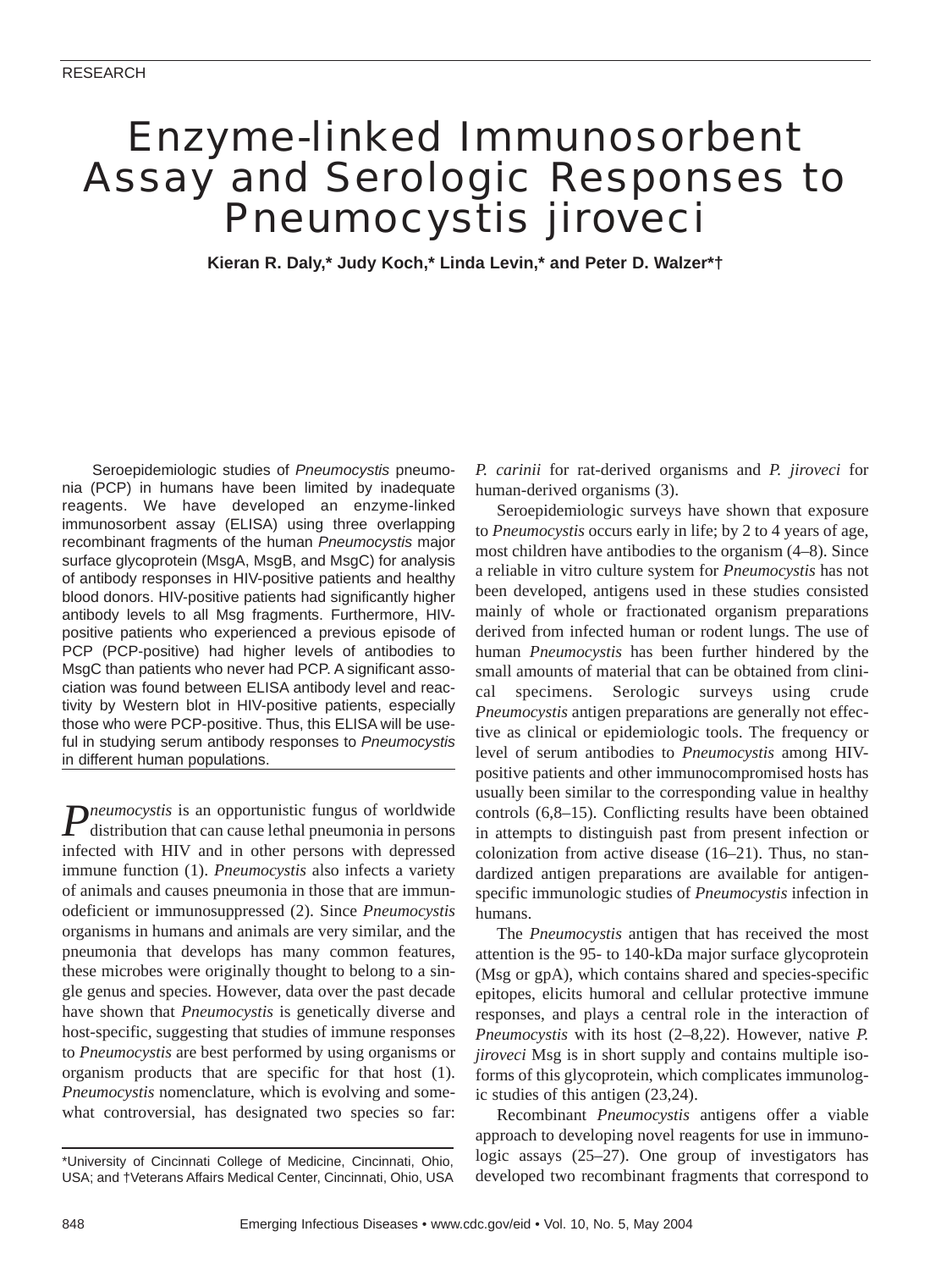RESEARCH

# Enzyme-linked Immunosorbent Assay and Serologic Responses to *Pneumocystis jiroveci*

**Kieran R. Daly,* Judy Koch,* Linda Levin,* and Peter D. Walzer*†**

Seroepidemiologic studies of *Pneumocystis* pneumonia (PCP) in humans have been limited by inadequate reagents. We have developed an enzyme-linked immunosorbent assay (ELISA) using three overlapping recombinant fragments of the human *Pneumocystis* major surface glycoprotein (MsgA, MsgB, and MsgC) for analysis of antibody responses in HIV-positive patients and healthy blood donors. HIV-positive patients had significantly higher antibody levels to all Msg fragments. Furthermore, HIV-positive patients who experienced a previous episode of PCP (PCP-positive) had higher levels of antibodies to MsgC than patients who never had PCP. A significant association was found between ELISA antibody level and reactivity by Western blot in HIV-positive patients, especially those who were PCP-positive. Thus, this ELISA will be useful in studying serum antibody responses to *Pneumocystis* in different human populations.

*Pneumocystis* is an opportunistic fungus of worldwide distribution that can cause lethal pneumonia in persons infected with HIV and in other persons with depressed immune function (1). *Pneumocystis* also infects a variety of animals and causes pneumonia in those that are immunodeficient or immunosuppressed (2). Since *Pneumocystis* organisms in humans and animals are very similar, and the pneumonia that develops has many common features, these microbes were originally thought to belong to a single genus and species. However, data over the past decade have shown that *Pneumocystis* is genetically diverse and host-specific, suggesting that studies of immune responses to *Pneumocystis* are best performed by using organisms or organism products that are specific for that host (1). *Pneumocystis* nomenclature, which is evolving and somewhat controversial, has designated two species so far: *P. carinii* for rat-derived organisms and *P. jiroveci* for human-derived organisms (3).

Seroepidemiologic surveys have shown that exposure to *Pneumocystis* occurs early in life; by 2 to 4 years of age, most children have antibodies to the organism (4–8). Since a reliable in vitro culture system for *Pneumocystis* has not been developed, antigens used in these studies consisted mainly of whole or fractionated organism preparations derived from infected human or rodent lungs. The use of human *Pneumocystis* has been further hindered by the small amounts of material that can be obtained from clinical specimens. Serologic surveys using crude *Pneumocystis* antigen preparations are generally not effective as clinical or epidemiologic tools. The frequency or level of serum antibodies to *Pneumocystis* among HIV-positive patients and other immunocompromised hosts has usually been similar to the corresponding value in healthy controls (6,8–15). Conflicting results have been obtained in attempts to distinguish past from present infection or colonization from active disease (16–21). Thus, no standardized antigen preparations are available for antigen-specific immunologic studies of *Pneumocystis* infection in humans.

The *Pneumocystis* antigen that has received the most attention is the 95- to 140-kDa major surface glycoprotein (Msg or gpA), which contains shared and species-specific epitopes, elicits humoral and cellular protective immune responses, and plays a central role in the interaction of *Pneumocystis* with its host (2–8,22). However, native *P. jiroveci* Msg is in short supply and contains multiple isoforms of this glycoprotein, which complicates immunologic studies of this antigen (23,24).

Recombinant *Pneumocystis* antigens offer a viable approach to developing novel reagents for use in immunologic assays (25–27). One group of investigators has developed two recombinant fragments that correspond to

*University of Cincinnati College of Medicine, Cincinnati, Ohio, USA; and †Veterans Affairs Medical Center, Cincinnati, Ohio, USA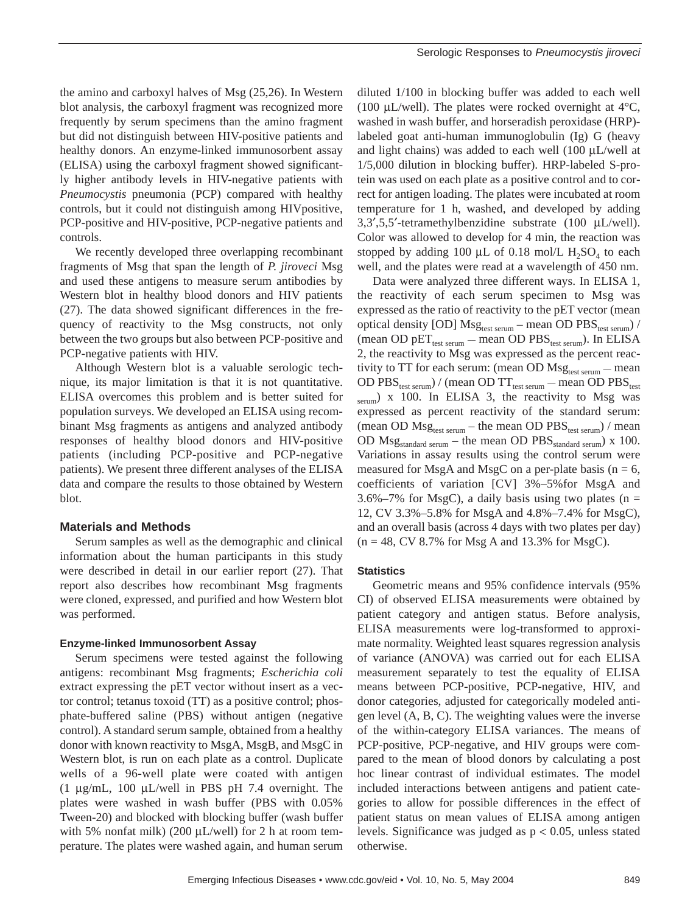the amino and carboxyl halves of Msg (25,26). In Western blot analysis, the carboxyl fragment was recognized more frequently by serum specimens than the amino fragment but did not distinguish between HIV-positive patients and healthy donors. An enzyme-linked immunosorbent assay (ELISA) using the carboxyl fragment showed significantly higher antibody levels in HIV-negative patients with *Pneumocystis* pneumonia (PCP) compared with healthy controls, but it could not distinguish among HIVpositive, PCP-positive and HIV-positive, PCP-negative patients and controls.

We recently developed three overlapping recombinant fragments of Msg that span the length of *P. jiroveci* Msg and used these antigens to measure serum antibodies by Western blot in healthy blood donors and HIV patients (27). The data showed significant differences in the frequency of reactivity to the Msg constructs, not only between the two groups but also between PCP-positive and PCP-negative patients with HIV.

Although Western blot is a valuable serologic technique, its major limitation is that it is not quantitative. ELISA overcomes this problem and is better suited for population surveys. We developed an ELISA using recombinant Msg fragments as antigens and analyzed antibody responses of healthy blood donors and HIV-positive patients (including PCP-positive and PCP-negative patients). We present three different analyses of the ELISA data and compare the results to those obtained by Western blot.

## Materials and Methods

Serum samples as well as the demographic and clinical information about the human participants in this study were described in detail in our earlier report (27). That report also describes how recombinant Msg fragments were cloned, expressed, and purified and how Western blot was performed.

### Enzyme-linked Immunosorbent Assay

Serum specimens were tested against the following antigens: recombinant Msg fragments; *Escherichia coli* extract expressing the pET vector without insert as a vector control; tetanus toxoid (TT) as a positive control; phosphate-buffered saline (PBS) without antigen (negative control). A standard serum sample, obtained from a healthy donor with known reactivity to MsgA, MsgB, and MsgC in Western blot, is run on each plate as a control. Duplicate wells of a 96-well plate were coated with antigen (1 µg/mL, 100 µL/well in PBS pH 7.4 overnight. The plates were washed in wash buffer (PBS with 0.05% Tween-20) and blocked with blocking buffer (wash buffer with 5% nonfat milk) (200 µL/well) for 2 h at room temperature. The plates were washed again, and human serum diluted 1/100 in blocking buffer was added to each well (100 µL/well). The plates were rocked overnight at 4°C, washed in wash buffer, and horseradish peroxidase (HRP)-labeled goat anti-human immunoglobulin (Ig) G (heavy and light chains) was added to each well (100 µL/well at 1/5,000 dilution in blocking buffer). HRP-labeled S-protein was used on each plate as a positive control and to correct for antigen loading. The plates were incubated at room temperature for 1 h, washed, and developed by adding 3,3′,5,5′-tetramethylbenzidine substrate (100 µL/well). Color was allowed to develop for 4 min, the reaction was stopped by adding 100 µL of 0.18 mol/L $H_2SO_4$ to each well, and the plates were read at a wavelength of 450 nm.

Data were analyzed three different ways. In ELISA 1, the reactivity of each serum specimen to Msg was expressed as the ratio of reactivity to the pET vector (mean optical density [OD] $Msg_{test\ serum}$ – mean OD $PBS_{test\ serum}$) / (mean OD $pET_{test\ serum}$ – mean OD $PBS_{test\ serum}$). In ELISA 2, the reactivity to Msg was expressed as the percent reactivity to TT for each serum: (mean OD $Msg_{test\ serum}$ – mean OD $PBS_{test\ serum}$) / (mean OD $TT_{test\ serum}$ – mean OD $PBS_{test\ serum}$) x 100. In ELISA 3, the reactivity to Msg was expressed as percent reactivity of the standard serum: (mean OD $Msg_{test\ serum}$ – the mean OD $PBS_{test\ serum}$) / mean OD $Msg_{standard\ serum}$ – the mean OD $PBS_{standard\ serum}$) x 100. Variations in assay results using the control serum were measured for MsgA and MsgC on a per-plate basis (n = 6, coefficients of variation [CV] 3%–5%for MsgA and 3.6%–7% for MsgC), a daily basis using two plates (n = 12, CV 3.3%–5.8% for MsgA and 4.8%–7.4% for MsgC), and an overall basis (across 4 days with two plates per day) (n = 48, CV 8.7% for Msg A and 13.3% for MsgC).

### Statistics

Geometric means and 95% confidence intervals (95% CI) of observed ELISA measurements were obtained by patient category and antigen status. Before analysis, ELISA measurements were log-transformed to approximate normality. Weighted least squares regression analysis of variance (ANOVA) was carried out for each ELISA measurement separately to test the equality of ELISA means between PCP-positive, PCP-negative, HIV, and donor categories, adjusted for categorically modeled antigen level (A, B, C). The weighting values were the inverse of the within-category ELISA variances. The means of PCP-positive, PCP-negative, and HIV groups were compared to the mean of blood donors by calculating a post hoc linear contrast of individual estimates. The model included interactions between antigens and patient categories to allow for possible differences in the effect of patient status on mean values of ELISA among antigen levels. Significance was judged as $p < 0.05$, unless stated otherwise.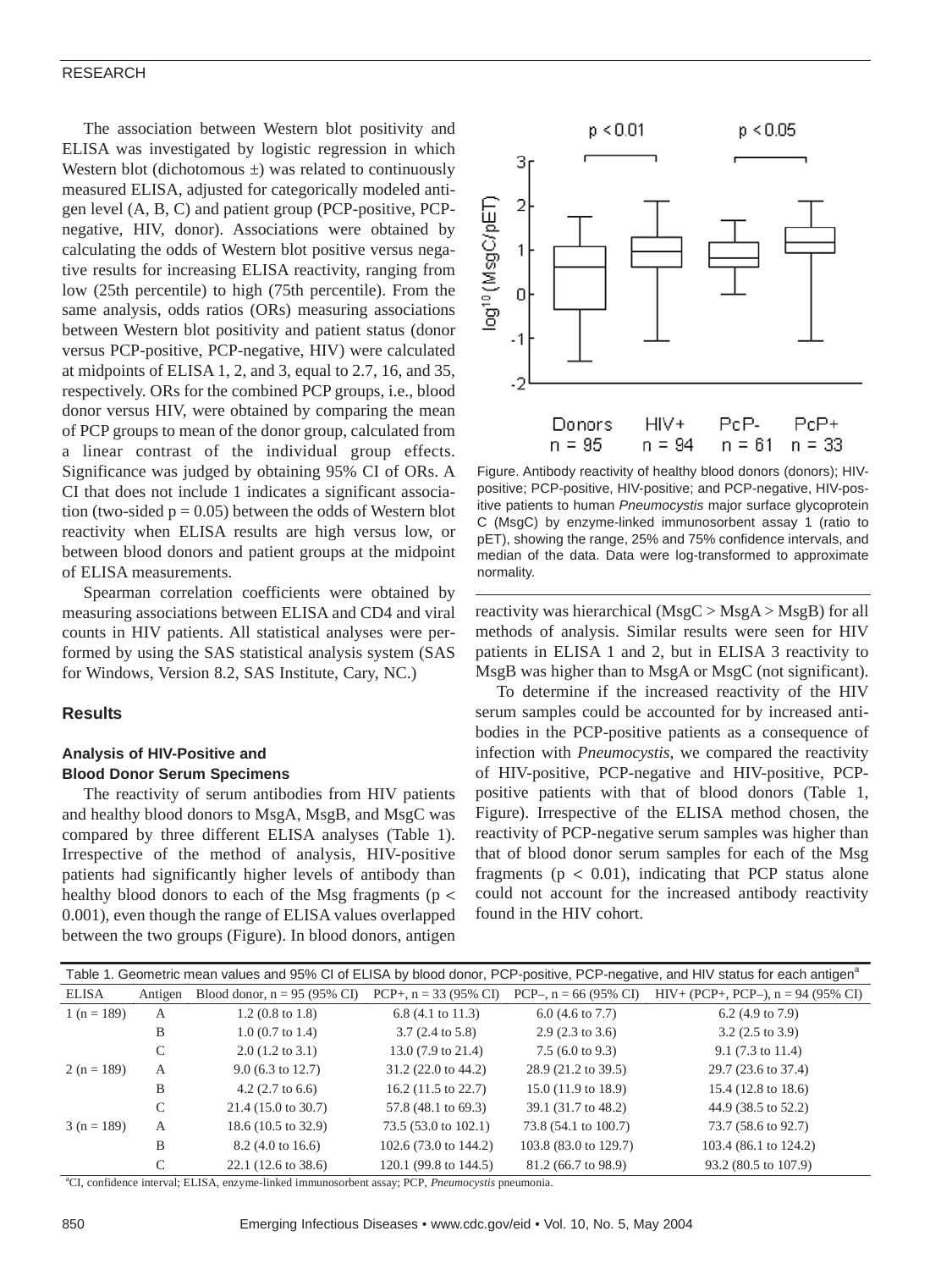The association between Western blot positivity and ELISA was investigated by logistic regression in which Western blot (dichotomous ±) was related to continuously measured ELISA, adjusted for categorically modeled antigen level (A, B, C) and patient group (PCP-positive, PCP-negative, HIV, donor). Associations were obtained by calculating the odds of Western blot positive versus negative results for increasing ELISA reactivity, ranging from low (25th percentile) to high (75th percentile). From the same analysis, odds ratios (ORs) measuring associations between Western blot positivity and patient status (donor versus PCP-positive, PCP-negative, HIV) were calculated at midpoints of ELISA 1, 2, and 3, equal to 2.7, 16, and 35, respectively. ORs for the combined PCP groups, i.e., blood donor versus HIV, were obtained by comparing the mean of PCP groups to mean of the donor group, calculated from a linear contrast of the individual group effects. Significance was judged by obtaining 95% CI of ORs. A CI that does not include 1 indicates a significant association (two-sided $p = 0.05$) between the odds of Western blot reactivity when ELISA results are high versus low, or between blood donors and patient groups at the midpoint of ELISA measurements.

Spearman correlation coefficients were obtained by measuring associations between ELISA and CD4 and viral counts in HIV patients. All statistical analyses were performed by using the SAS statistical analysis system (SAS for Windows, Version 8.2, SAS Institute, Cary, NC.)

## Results

### Analysis of HIV-Positive and Blood Donor Serum Specimens

The reactivity of serum antibodies from HIV patients and healthy blood donors to MsgA, MsgB, and MsgC was compared by three different ELISA analyses (Table 1). Irrespective of the method of analysis, HIV-positive patients had significantly higher levels of antibody than healthy blood donors to each of the Msg fragments ($p < 0.001$), even though the range of ELISA values overlapped between the two groups (Figure). In blood donors, antigen reactivity was hierarchical (MsgC > MsgA > MsgB) for all methods of analysis. Similar results were seen for HIV patients in ELISA 1 and 2, but in ELISA 3 reactivity to MsgB was higher than to MsgA or MsgC (not significant).

To determine if the increased reactivity of the HIV serum samples could be accounted for by increased antibodies in the PCP-positive patients as a consequence of infection with *Pneumocystis*, we compared the reactivity of HIV-positive, PCP-negative and HIV-positive, PCP-positive patients with that of blood donors (Table 1, Figure). Irrespective of the ELISA method chosen, the reactivity of PCP-negative serum samples was higher than that of blood donor serum samples for each of the Msg fragments ($p < 0.01$), indicating that PCP status alone could not account for the increased antibody reactivity found in the HIV cohort.

Figure. Antibody reactivity of healthy blood donors (donors); HIV-positive; PCP-positive, HIV-positive; and PCP-negative, HIV-positive patients to human *Pneumocystis* major surface glycoprotein C (MsgC) by enzyme-linked immunosorbent assay 1 (ratio to pET), showing the range, 25% and 75% confidence intervals, and median of the data. Data were log-transformed to approximate normality.

Table 1. Geometric mean values and 95% CI of ELISA by blood donor, PCP-positive, PCP-negative, and HIV status for each antigen[a]

| ELISA | Antigen | Blood donor, n = 95 (95% CI) | PCP+, n = 33 (95% CI) | PCP–, n = 66 (95% CI) | HIV+ (PCP+, PCP–), n = 94 (95% CI) |
|---|---|---|---|---|---|
| 1 (n = 189) | A | 1.2 (0.8 to 1.8) | 6.8 (4.1 to 11.3) | 6.0 (4.6 to 7.7) | 6.2 (4.9 to 7.9) |
| | B | 1.0 (0.7 to 1.4) | 3.7 (2.4 to 5.8) | 2.9 (2.3 to 3.6) | 3.2 (2.5 to 3.9) |
| | C | 2.0 (1.2 to 3.1) | 13.0 (7.9 to 21.4) | 7.5 (6.0 to 9.3) | 9.1 (7.3 to 11.4) |
| 2 (n = 189) | A | 9.0 (6.3 to 12.7) | 31.2 (22.0 to 44.2) | 28.9 (21.2 to 39.5) | 29.7 (23.6 to 37.4) |
| | B | 4.2 (2.7 to 6.6) | 16.2 (11.5 to 22.7) | 15.0 (11.9 to 18.9) | 15.4 (12.8 to 18.6) |
| | C | 21.4 (15.0 to 30.7) | 57.8 (48.1 to 69.3) | 39.1 (31.7 to 48.2) | 44.9 (38.5 to 52.2) |
| 3 (n = 189) | A | 18.6 (10.5 to 32.9) | 73.5 (53.0 to 102.1) | 73.8 (54.1 to 100.7) | 73.7 (58.6 to 92.7) |
| | B | 8.2 (4.0 to 16.6) | 102.6 (73.0 to 144.2) | 103.8 (83.0 to 129.7) | 103.4 (86.1 to 124.2) |
| | C | 22.1 (12.6 to 38.6) | 120.1 (99.8 to 144.5) | 81.2 (66.7 to 98.9) | 93.2 (80.5 to 107.9) |

[a]CI, confidence interval; ELISA, enzyme-linked immunosorbent assay; PCP, *Pneumocystis* pneumonia.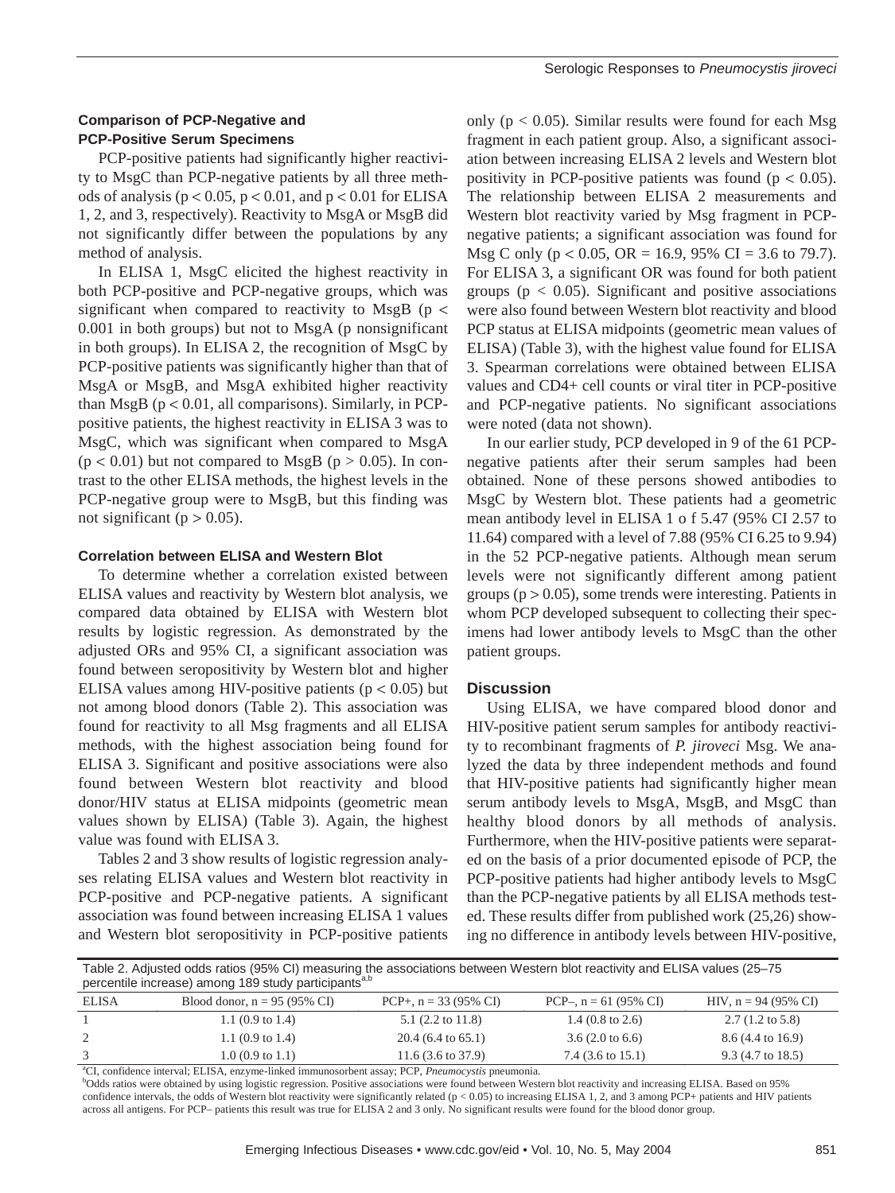### Comparison of PCP-Negative and PCP-Positive Serum Specimens

PCP-positive patients had significantly higher reactivity to MsgC than PCP-negative patients by all three methods of analysis ($p < 0.05$, $p < 0.01$, and $p < 0.01$ for ELISA 1, 2, and 3, respectively). Reactivity to MsgA or MsgB did not significantly differ between the populations by any method of analysis.

In ELISA 1, MsgC elicited the highest reactivity in both PCP-positive and PCP-negative groups, which was significant when compared to reactivity to MsgB ($p < 0.001$ in both groups) but not to MsgA (p nonsignificant in both groups). In ELISA 2, the recognition of MsgC by PCP-positive patients was significantly higher than that of MsgA or MsgB, and MsgA exhibited higher reactivity than MsgB ($p < 0.01$, all comparisons). Similarly, in PCP-positive patients, the highest reactivity in ELISA 3 was to MsgC, which was significant when compared to MsgA ($p < 0.01$) but not compared to MsgB ($p > 0.05$). In contrast to the other ELISA methods, the highest levels in the PCP-negative group were to MsgB, but this finding was not significant ($p > 0.05$).

### Correlation between ELISA and Western Blot

To determine whether a correlation existed between ELISA values and reactivity by Western blot analysis, we compared data obtained by ELISA with Western blot results by logistic regression. As demonstrated by the adjusted ORs and 95% CI, a significant association was found between seropositivity by Western blot and higher ELISA values among HIV-positive patients ($p < 0.05$) but not among blood donors (Table 2). This association was found for reactivity to all Msg fragments and all ELISA methods, with the highest association being found for ELISA 3. Significant and positive associations were also found between Western blot reactivity and blood donor/HIV status at ELISA midpoints (geometric mean values shown by ELISA) (Table 3). Again, the highest value was found with ELISA 3.

Tables 2 and 3 show results of logistic regression analyses relating ELISA values and Western blot reactivity in PCP-positive and PCP-negative patients. A significant association was found between increasing ELISA 1 values and Western blot seropositivity in PCP-positive patients only ($p < 0.05$). Similar results were found for each Msg fragment in each patient group. Also, a significant association between increasing ELISA 2 levels and Western blot positivity in PCP-positive patients was found ($p < 0.05$). The relationship between ELISA 2 measurements and Western blot reactivity varied by Msg fragment in PCP-negative patients; a significant association was found for Msg C only ($p < 0.05$, OR = 16.9, 95% CI = 3.6 to 79.7). For ELISA 3, a significant OR was found for both patient groups ($p < 0.05$). Significant and positive associations were also found between Western blot reactivity and blood PCP status at ELISA midpoints (geometric mean values of ELISA) (Table 3), with the highest value found for ELISA 3. Spearman correlations were obtained between ELISA values and CD4+ cell counts or viral titer in PCP-positive and PCP-negative patients. No significant associations were noted (data not shown).

In our earlier study, PCP developed in 9 of the 61 PCP-negative patients after their serum samples had been obtained. None of these persons showed antibodies to MsgC by Western blot. These patients had a geometric mean antibody level in ELISA 1 o f 5.47 (95% CI 2.57 to 11.64) compared with a level of 7.88 (95% CI 6.25 to 9.94) in the 52 PCP-negative patients. Although mean serum levels were not significantly different among patient groups ($p > 0.05$), some trends were interesting. Patients in whom PCP developed subsequent to collecting their specimens had lower antibody levels to MsgC than the other patient groups.

## Discussion

Using ELISA, we have compared blood donor and HIV-positive patient serum samples for antibody reactivity to recombinant fragments of *P. jiroveci* Msg. We analyzed the data by three independent methods and found that HIV-positive patients had significantly higher mean serum antibody levels to MsgA, MsgB, and MsgC than healthy blood donors by all methods of analysis. Furthermore, when the HIV-positive patients were separated on the basis of a prior documented episode of PCP, the PCP-positive patients had higher antibody levels to MsgC than the PCP-negative patients by all ELISA methods tested. These results differ from published work (25,26) showing no difference in antibody levels between HIV-positive,

Table 2. Adjusted odds ratios (95% CI) measuring the associations between Western blot reactivity and ELISA values (25–75 percentile increase) among 189 study participants[a,b]

| ELISA | Blood donor, n = 95 (95% CI) | PCP+, n = 33 (95% CI) | PCP–, n = 61 (95% CI) | HIV, n = 94 (95% CI) |
|---|---|---|---|---|
| 1 | 1.1 (0.9 to 1.4) | 5.1 (2.2 to 11.8) | 1.4 (0.8 to 2.6) | 2.7 (1.2 to 5.8) |
| 2 | 1.1 (0.9 to 1.4) | 20.4 (6.4 to 65.1) | 3.6 (2.0 to 6.6) | 8.6 (4.4 to 16.9) |
| 3 | 1.0 (0.9 to 1.1) | 11.6 (3.6 to 37.9) | 7.4 (3.6 to 15.1) | 9.3 (4.7 to 18.5) |

[a]CI, confidence interval; ELISA, enzyme-linked immunosorbent assay; PCP, *Pneumocystis* pneumonia.
[b]Odds ratios were obtained by using logistic regression. Positive associations were found between Western blot reactivity and increasing ELISA. Based on 95% confidence intervals, the odds of Western blot reactivity were significantly related ($p < 0.05$) to increasing ELISA 1, 2, and 3 among PCP+ patients and HIV patients across all antigens. For PCP– patients this result was true for ELISA 2 and 3 only. No significant results were found for the blood donor group.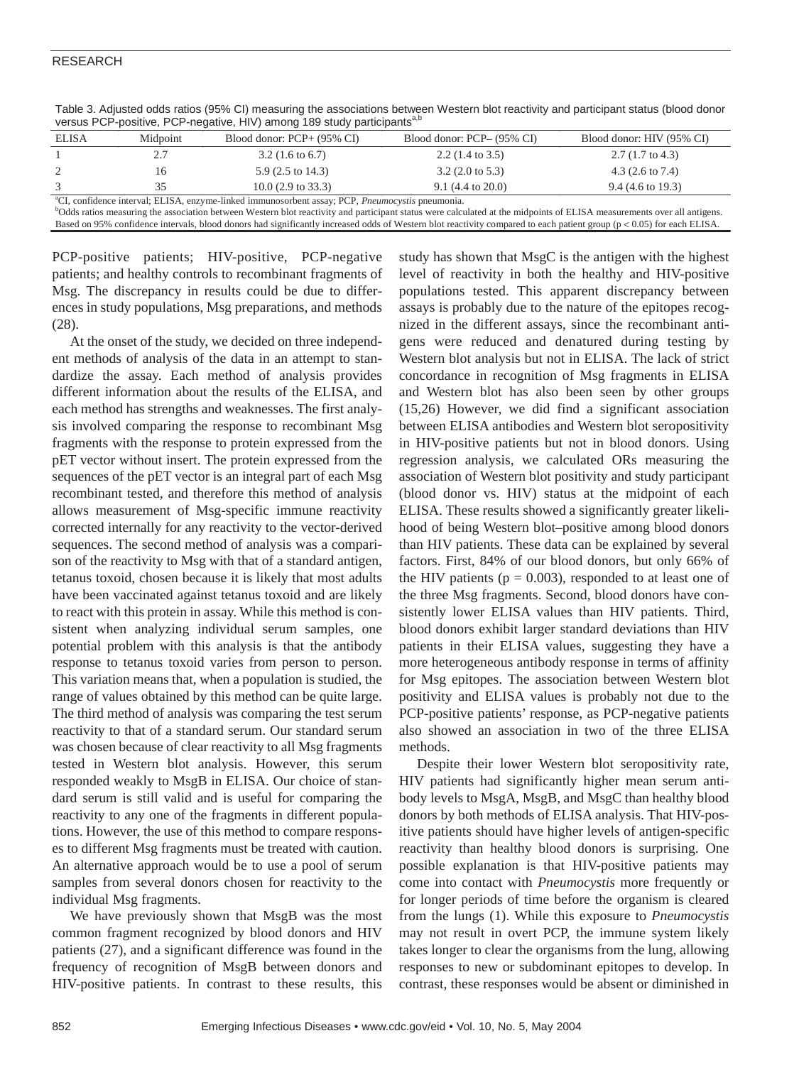Table 3. Adjusted odds ratios (95% CI) measuring the associations between Western blot reactivity and participant status (blood donor versus PCP-positive, PCP-negative, HIV) among 189 study participants[a,b]

| ELISA | Midpoint | Blood donor: PCP+ (95% CI) | Blood donor: PCP– (95% CI) | Blood donor: HIV (95% CI) |
|---|---|---|---|---|
| 1 | 2.7 | 3.2 (1.6 to 6.7) | 2.2 (1.4 to 3.5) | 2.7 (1.7 to 4.3) |
| 2 | 16 | 5.9 (2.5 to 14.3) | 3.2 (2.0 to 5.3) | 4.3 (2.6 to 7.4) |
| 3 | 35 | 10.0 (2.9 to 33.3) | 9.1 (4.4 to 20.0) | 9.4 (4.6 to 19.3) |

[a]CI, confidence interval; ELISA, enzyme-linked immunosorbent assay; PCP, *Pneumocystis* pneumonia.
[b]Odds ratios measuring the association between Western blot reactivity and participant status were calculated at the midpoints of ELISA measurements over all antigens. Based on 95% confidence intervals, blood donors had significantly increased odds of Western blot reactivity compared to each patient group ($p < 0.05$) for each ELISA.

PCP-positive patients; HIV-positive, PCP-negative patients; and healthy controls to recombinant fragments of Msg. The discrepancy in results could be due to differences in study populations, Msg preparations, and methods (28).

At the onset of the study, we decided on three independent methods of analysis of the data in an attempt to standardize the assay. Each method of analysis provides different information about the results of the ELISA, and each method has strengths and weaknesses. The first analysis involved comparing the response to recombinant Msg fragments with the response to protein expressed from the pET vector without insert. The protein expressed from the sequences of the pET vector is an integral part of each Msg recombinant tested, and therefore this method of analysis allows measurement of Msg-specific immune reactivity corrected internally for any reactivity to the vector-derived sequences. The second method of analysis was a comparison of the reactivity to Msg with that of a standard antigen, tetanus toxoid, chosen because it is likely that most adults have been vaccinated against tetanus toxoid and are likely to react with this protein in assay. While this method is consistent when analyzing individual serum samples, one potential problem with this analysis is that the antibody response to tetanus toxoid varies from person to person. This variation means that, when a population is studied, the range of values obtained by this method can be quite large. The third method of analysis was comparing the test serum reactivity to that of a standard serum. Our standard serum was chosen because of clear reactivity to all Msg fragments tested in Western blot analysis. However, this serum responded weakly to MsgB in ELISA. Our choice of standard serum is still valid and is useful for comparing the reactivity to any one of the fragments in different populations. However, the use of this method to compare responses to different Msg fragments must be treated with caution. An alternative approach would be to use a pool of serum samples from several donors chosen for reactivity to the individual Msg fragments.

We have previously shown that MsgB was the most common fragment recognized by blood donors and HIV patients (27), and a significant difference was found in the frequency of recognition of MsgB between donors and HIV-positive patients. In contrast to these results, this study has shown that MsgC is the antigen with the highest level of reactivity in both the healthy and HIV-positive populations tested. This apparent discrepancy between assays is probably due to the nature of the epitopes recognized in the different assays, since the recombinant antigens were reduced and denatured during testing by Western blot analysis but not in ELISA. The lack of strict concordance in recognition of Msg fragments in ELISA and Western blot has also been seen by other groups (15,26) However, we did find a significant association between ELISA antibodies and Western blot seropositivity in HIV-positive patients but not in blood donors. Using regression analysis, we calculated ORs measuring the association of Western blot positivity and study participant (blood donor vs. HIV) status at the midpoint of each ELISA. These results showed a significantly greater likelihood of being Western blot–positive among blood donors than HIV patients. These data can be explained by several factors. First, 84% of our blood donors, but only 66% of the HIV patients ($p = 0.003$), responded to at least one of the three Msg fragments. Second, blood donors have consistently lower ELISA values than HIV patients. Third, blood donors exhibit larger standard deviations than HIV patients in their ELISA values, suggesting they have a more heterogeneous antibody response in terms of affinity for Msg epitopes. The association between Western blot positivity and ELISA values is probably not due to the PCP-positive patients' response, as PCP-negative patients also showed an association in two of the three ELISA methods.

Despite their lower Western blot seropositivity rate, HIV patients had significantly higher mean serum antibody levels to MsgA, MsgB, and MsgC than healthy blood donors by both methods of ELISA analysis. That HIV-positive patients should have higher levels of antigen-specific reactivity than healthy blood donors is surprising. One possible explanation is that HIV-positive patients may come into contact with *Pneumocystis* more frequently or for longer periods of time before the organism is cleared from the lungs (1). While this exposure to *Pneumocystis* may not result in overt PCP, the immune system likely takes longer to clear the organisms from the lung, allowing responses to new or subdominant epitopes to develop. In contrast, these responses would be absent or diminished in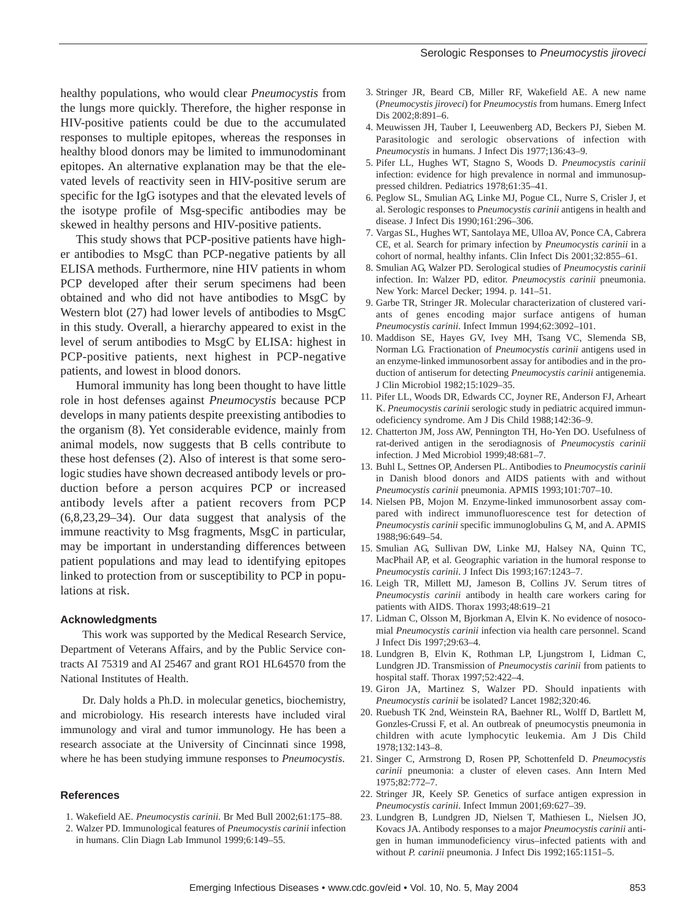healthy populations, who would clear *Pneumocystis* from the lungs more quickly. Therefore, the higher response in HIV-positive patients could be due to the accumulated responses to multiple epitopes, whereas the responses in healthy blood donors may be limited to immunodominant epitopes. An alternative explanation may be that the elevated levels of reactivity seen in HIV-positive serum are specific for the IgG isotypes and that the elevated levels of the isotype profile of Msg-specific antibodies may be skewed in healthy persons and HIV-positive patients.

This study shows that PCP-positive patients have higher antibodies to MsgC than PCP-negative patients by all ELISA methods. Furthermore, nine HIV patients in whom PCP developed after their serum specimens had been obtained and who did not have antibodies to MsgC by Western blot (27) had lower levels of antibodies to MsgC in this study. Overall, a hierarchy appeared to exist in the level of serum antibodies to MsgC by ELISA: highest in PCP-positive patients, next highest in PCP-negative patients, and lowest in blood donors.

Humoral immunity has long been thought to have little role in host defenses against *Pneumocystis* because PCP develops in many patients despite preexisting antibodies to the organism (8). Yet considerable evidence, mainly from animal models, now suggests that B cells contribute to these host defenses (2). Also of interest is that some serologic studies have shown decreased antibody levels or production before a person acquires PCP or increased antibody levels after a patient recovers from PCP (6,8,23,29–34). Our data suggest that analysis of the immune reactivity to Msg fragments, MsgC in particular, may be important in understanding differences between patient populations and may lead to identifying epitopes linked to protection from or susceptibility to PCP in populations at risk.

### Acknowledgments

This work was supported by the Medical Research Service, Department of Veterans Affairs, and by the Public Service contracts AI 75319 and AI 25467 and grant RO1 HL64570 from the National Institutes of Health.

Dr. Daly holds a Ph.D. in molecular genetics, biochemistry, and microbiology. His research interests have included viral immunology and viral and tumor immunology. He has been a research associate at the University of Cincinnati since 1998, where he has been studying immune responses to *Pneumocystis*.

### References

1. Wakefield AE. *Pneumocystis carinii*. Br Med Bull 2002;61:175–88.
2. Walzer PD. Immunological features of *Pneumocystis carinii* infection in humans. Clin Diagn Lab Immunol 1999;6:149–55.
3. Stringer JR, Beard CB, Miller RF, Wakefield AE. A new name (*Pneumocystis jiroveci*) for *Pneumocystis* from humans. Emerg Infect Dis 2002;8:891–6.
4. Meuwissen JH, Tauber I, Leeuwenberg AD, Beckers PJ, Sieben M. Parasitologic and serologic observations of infection with *Pneumocystis* in humans. J Infect Dis 1977;136:43–9.
5. Pifer LL, Hughes WT, Stagno S, Woods D. *Pneumocystis carinii* infection: evidence for high prevalence in normal and immunosuppressed children. Pediatrics 1978;61:35–41.
6. Peglow SL, Smulian AG, Linke MJ, Pogue CL, Nurre S, Crisler J, et al. Serologic responses to *Pneumocystis carinii* antigens in health and disease. J Infect Dis 1990;161:296–306.
7. Vargas SL, Hughes WT, Santolaya ME, Ulloa AV, Ponce CA, Cabrera CE, et al. Search for primary infection by *Pneumocystis carinii* in a cohort of normal, healthy infants. Clin Infect Dis 2001;32:855–61.
8. Smulian AG, Walzer PD. Serological studies of *Pneumocystis carinii* infection. In: Walzer PD, editor. *Pneumocystis carinii* pneumonia. New York: Marcel Decker; 1994. p. 141–51.
9. Garbe TR, Stringer JR. Molecular characterization of clustered variants of genes encoding major surface antigens of human *Pneumocystis carinii*. Infect Immun 1994;62:3092–101.
10. Maddison SE, Hayes GV, Ivey MH, Tsang VC, Slemenda SB, Norman LG. Fractionation of *Pneumocystis carinii* antigens used in an enzyme-linked immunosorbent assay for antibodies and in the production of antiserum for detecting *Pneumocystis carinii* antigenemia. J Clin Microbiol 1982;15:1029–35.
11. Pifer LL, Woods DR, Edwards CC, Joyner RE, Anderson FJ, Arheart K. *Pneumocystis carinii* serologic study in pediatric acquired immunodeficiency syndrome. Am J Dis Child 1988;142:36–9.
12. Chatterton JM, Joss AW, Pennington TH, Ho-Yen DO. Usefulness of rat-derived antigen in the serodiagnosis of *Pneumocystis carinii* infection. J Med Microbiol 1999;48:681–7.
13. Buhl L, Settnes OP, Andersen PL. Antibodies to *Pneumocystis carinii* in Danish blood donors and AIDS patients with and without *Pneumocystis carinii* pneumonia. APMIS 1993;101:707–10.
14. Nielsen PB, Mojon M. Enzyme-linked immunosorbent assay compared with indirect immunofluorescence test for detection of *Pneumocystis carinii* specific immunoglobulins G, M, and A. APMIS 1988;96:649–54.
15. Smulian AG, Sullivan DW, Linke MJ, Halsey NA, Quinn TC, MacPhail AP, et al. Geographic variation in the humoral response to *Pneumocystis carinii*. J Infect Dis 1993;167:1243–7.
16. Leigh TR, Millett MJ, Jameson B, Collins JV. Serum titres of *Pneumocystis carinii* antibody in health care workers caring for patients with AIDS. Thorax 1993;48:619–21
17. Lidman C, Olsson M, Bjorkman A, Elvin K. No evidence of nosocomial *Pneumocystis carinii* infection via health care personnel. Scand J Infect Dis 1997;29:63–4.
18. Lundgren B, Elvin K, Rothman LP, Ljungstrom I, Lidman C, Lundgren JD. Transmission of *Pneumocystis carinii* from patients to hospital staff. Thorax 1997;52:422–4.
19. Giron JA, Martinez S, Walzer PD. Should inpatients with *Pneumocystis carinii* be isolated? Lancet 1982;320:46.
20. Ruebush TK 2nd, Weinstein RA, Baehner RL, Wolff D, Bartlett M, Gonzles-Crussi F, et al. An outbreak of pneumocystis pneumonia in children with acute lymphocytic leukemia. Am J Dis Child 1978;132:143–8.
21. Singer C, Armstrong D, Rosen PP, Schottenfeld D. *Pneumocystis carinii* pneumonia: a cluster of eleven cases. Ann Intern Med 1975;82:772–7.
22. Stringer JR, Keely SP. Genetics of surface antigen expression in *Pneumocystis carinii*. Infect Immun 2001;69:627–39.
23. Lundgren B, Lundgren JD, Nielsen T, Mathiesen L, Nielsen JO, Kovacs JA. Antibody responses to a major *Pneumocystis carinii* antigen in human immunodeficiency virus–infected patients with and without *P. carinii* pneumonia. J Infect Dis 1992;165:1151–5.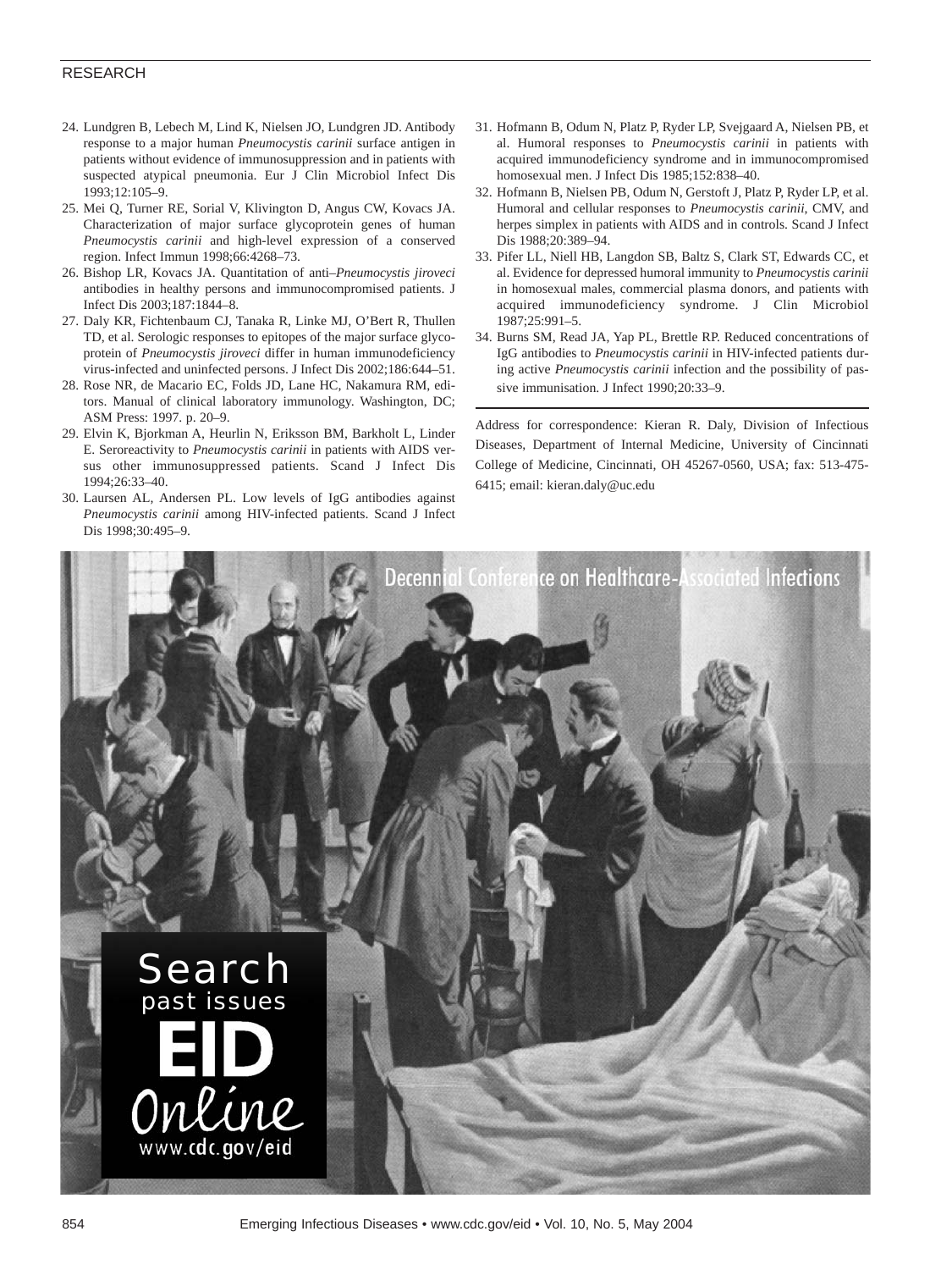24. Lundgren B, Lebech M, Lind K, Nielsen JO, Lundgren JD. Antibody response to a major human *Pneumocystis carinii* surface antigen in patients without evidence of immunosuppression and in patients with suspected atypical pneumonia. Eur J Clin Microbiol Infect Dis 1993;12:105–9.
25. Mei Q, Turner RE, Sorial V, Klivington D, Angus CW, Kovacs JA. Characterization of major surface glycoprotein genes of human *Pneumocystis carinii* and high-level expression of a conserved region. Infect Immun 1998;66:4268–73.
26. Bishop LR, Kovacs JA. Quantitation of anti–*Pneumocystis jiroveci* antibodies in healthy persons and immunocompromised patients. J Infect Dis 2003;187:1844–8.
27. Daly KR, Fichtenbaum CJ, Tanaka R, Linke MJ, O'Bert R, Thullen TD, et al. Serologic responses to epitopes of the major surface glycoprotein of *Pneumocystis jiroveci* differ in human immunodeficiency virus-infected and uninfected persons. J Infect Dis 2002;186:644–51.
28. Rose NR, de Macario EC, Folds JD, Lane HC, Nakamura RM, editors. Manual of clinical laboratory immunology. Washington, DC; ASM Press: 1997. p. 20–9.
29. Elvin K, Bjorkman A, Heurlin N, Eriksson BM, Barkholt L, Linder E. Seroreactivity to *Pneumocystis carinii* in patients with AIDS versus other immunosuppressed patients. Scand J Infect Dis 1994;26:33–40.
30. Laursen AL, Andersen PL. Low levels of IgG antibodies against *Pneumocystis carinii* among HIV-infected patients. Scand J Infect Dis 1998;30:495–9.
31. Hofmann B, Odum N, Platz P, Ryder LP, Svejgaard A, Nielsen PB, et al. Humoral responses to *Pneumocystis carinii* in patients with acquired immunodeficiency syndrome and in immunocompromised homosexual men. J Infect Dis 1985;152:838–40.
32. Hofmann B, Nielsen PB, Odum N, Gerstoft J, Platz P, Ryder LP, et al. Humoral and cellular responses to *Pneumocystis carinii*, CMV, and herpes simplex in patients with AIDS and in controls. Scand J Infect Dis 1988;20:389–94.
33. Pifer LL, Niell HB, Langdon SB, Baltz S, Clark ST, Edwards CC, et al. Evidence for depressed humoral immunity to *Pneumocystis carinii* in homosexual males, commercial plasma donors, and patients with acquired immunodeficiency syndrome. J Clin Microbiol 1987;25:991–5.
34. Burns SM, Read JA, Yap PL, Brettle RP. Reduced concentrations of IgG antibodies to *Pneumocystis carinii* in HIV-infected patients during active *Pneumocystis carinii* infection and the possibility of passive immunisation. J Infect 1990;20:33–9.

Address for correspondence: Kieran R. Daly, Division of Infectious Diseases, Department of Internal Medicine, University of Cincinnati College of Medicine, Cincinnati, OH 45267-0560, USA; fax: 513-475-6415; email: kieran.daly@uc.edu

Decennial Conference on Healthcare-Associated Infections

Search past issues EID Online www.cdc.gov/eid